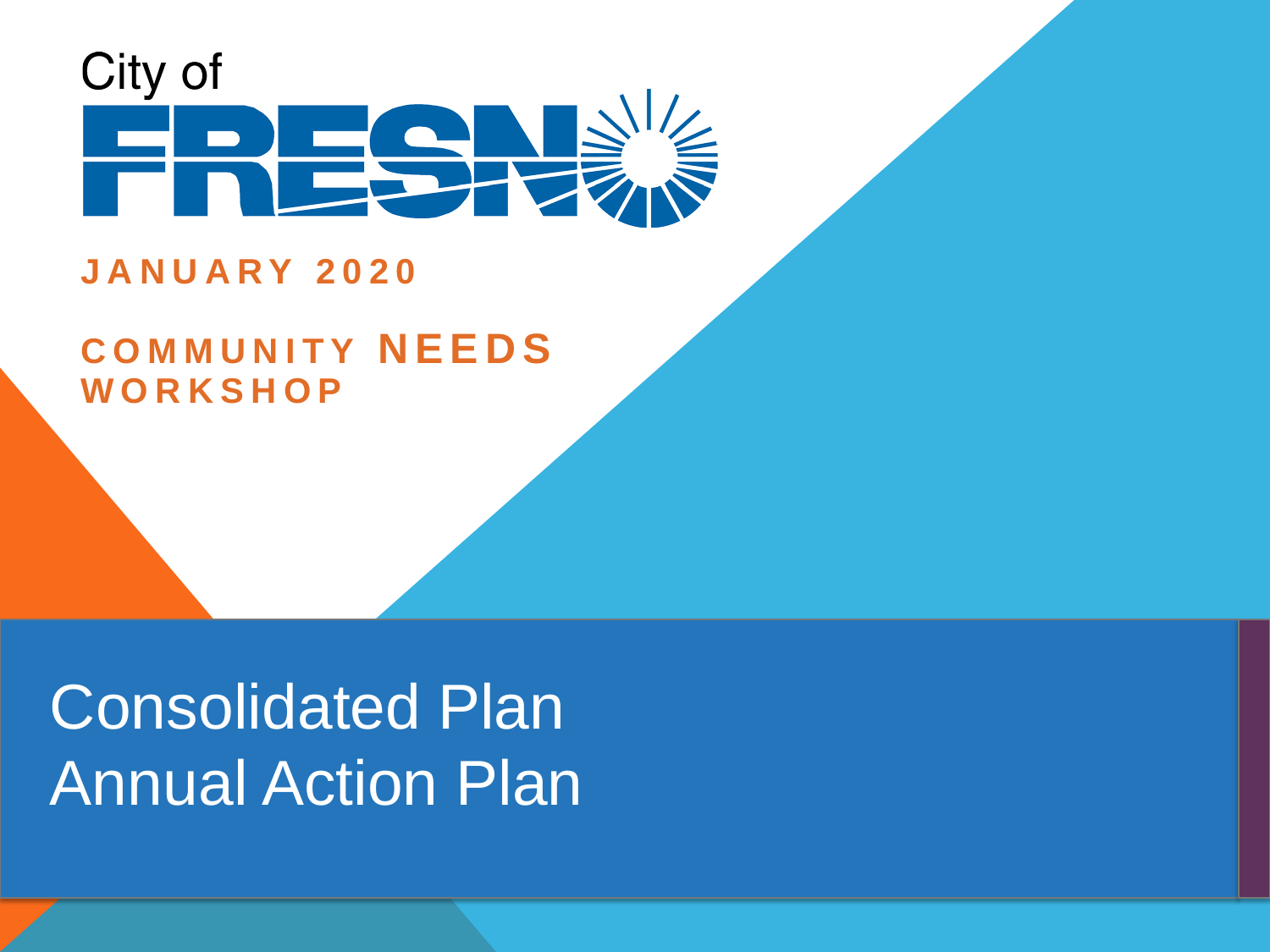City of

FRESNO

**JANUARY 2020**

**COMMUNITY NEEDS WORKSHOP**

# Consolidated Plan
# Annual Action Plan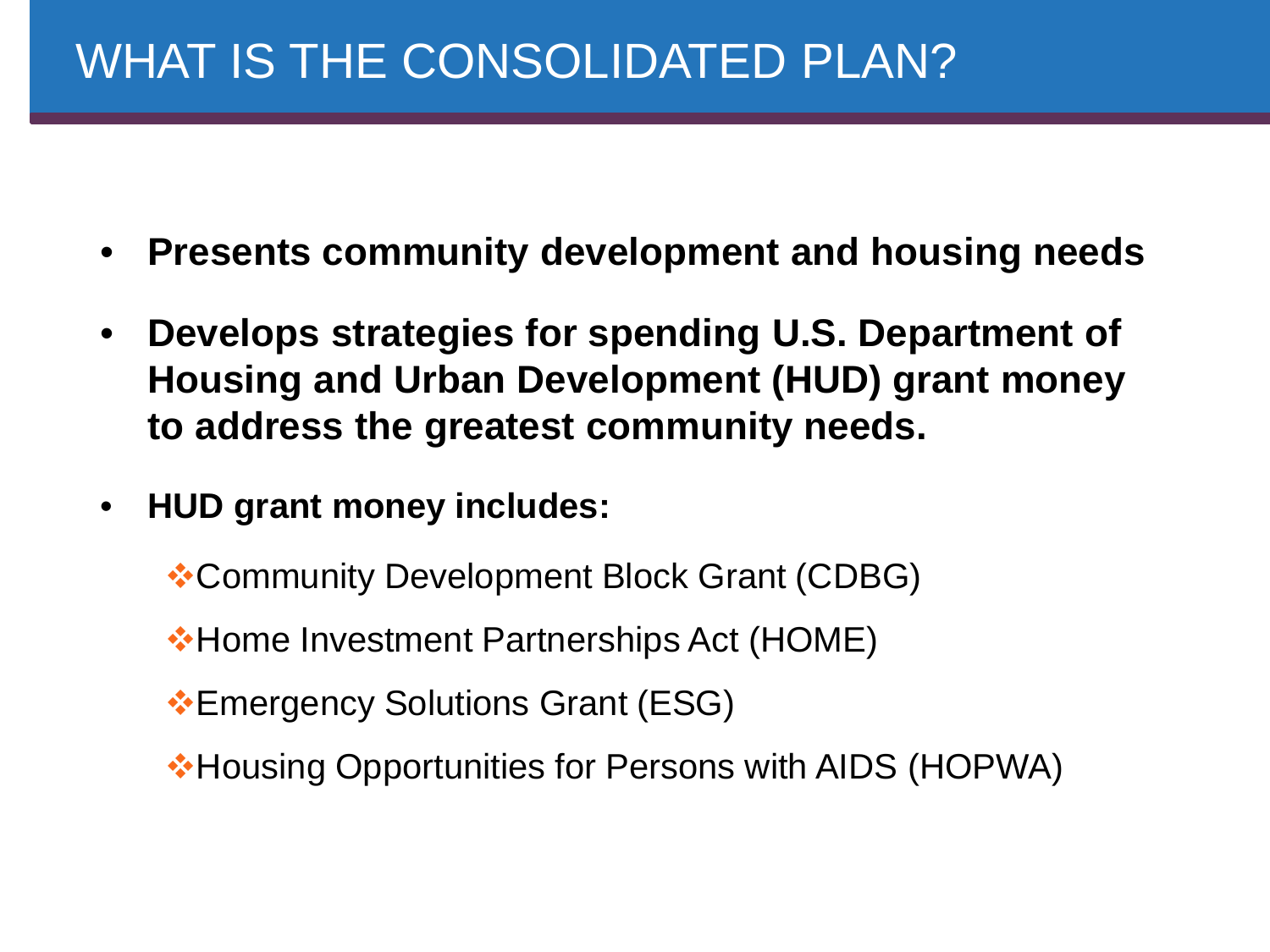# WHAT IS THE CONSOLIDATED PLAN?

- **Presents community development and housing needs**
- **Develops strategies for spending U.S. Department of Housing and Urban Development (HUD) grant money to address the greatest community needs.**
- **HUD grant money includes:**
  - Community Development Block Grant (CDBG)
  - Home Investment Partnerships Act (HOME)
  - Emergency Solutions Grant (ESG)
  - Housing Opportunities for Persons with AIDS (HOPWA)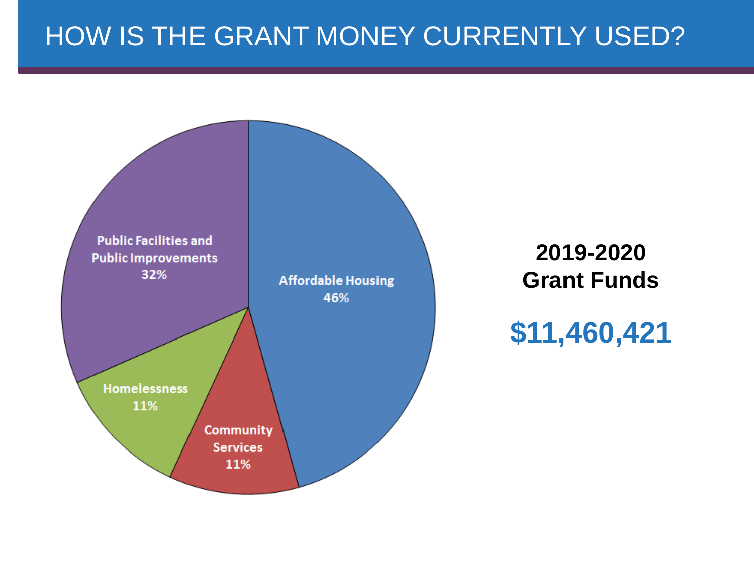# HOW IS THE GRANT MONEY CURRENTLY USED?

Public Facilities and Public Improvements 32%

Affordable Housing 46%

Homelessness 11%

Community Services 11%

**2019-2020 Grant Funds**

**$11,460,421**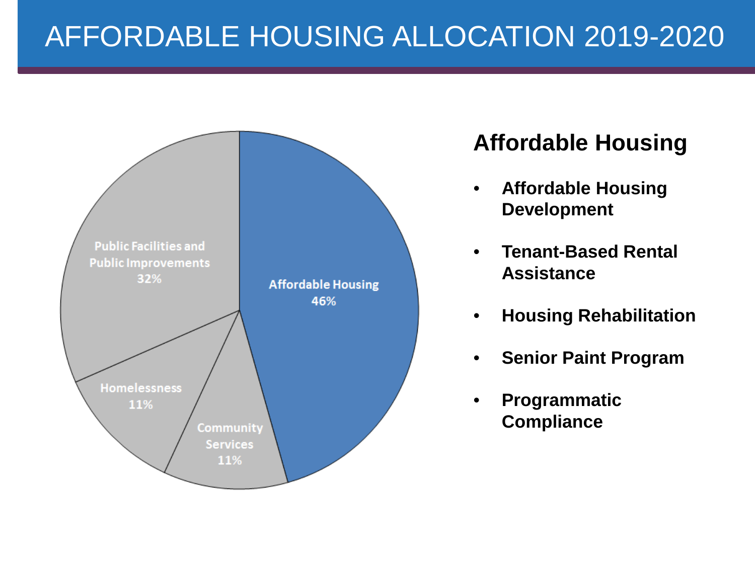# AFFORDABLE HOUSING ALLOCATION 2019-2020

| Category | Share |
| --- | --- |
| Affordable Housing | 46% |
| Public Facilities and Public Improvements | 32% |
| Homelessness | 11% |
| Community Services | 11% |

## Affordable Housing

- **Affordable Housing Development**
- **Tenant-Based Rental Assistance**
- **Housing Rehabilitation**
- **Senior Paint Program**
- **Programmatic Compliance**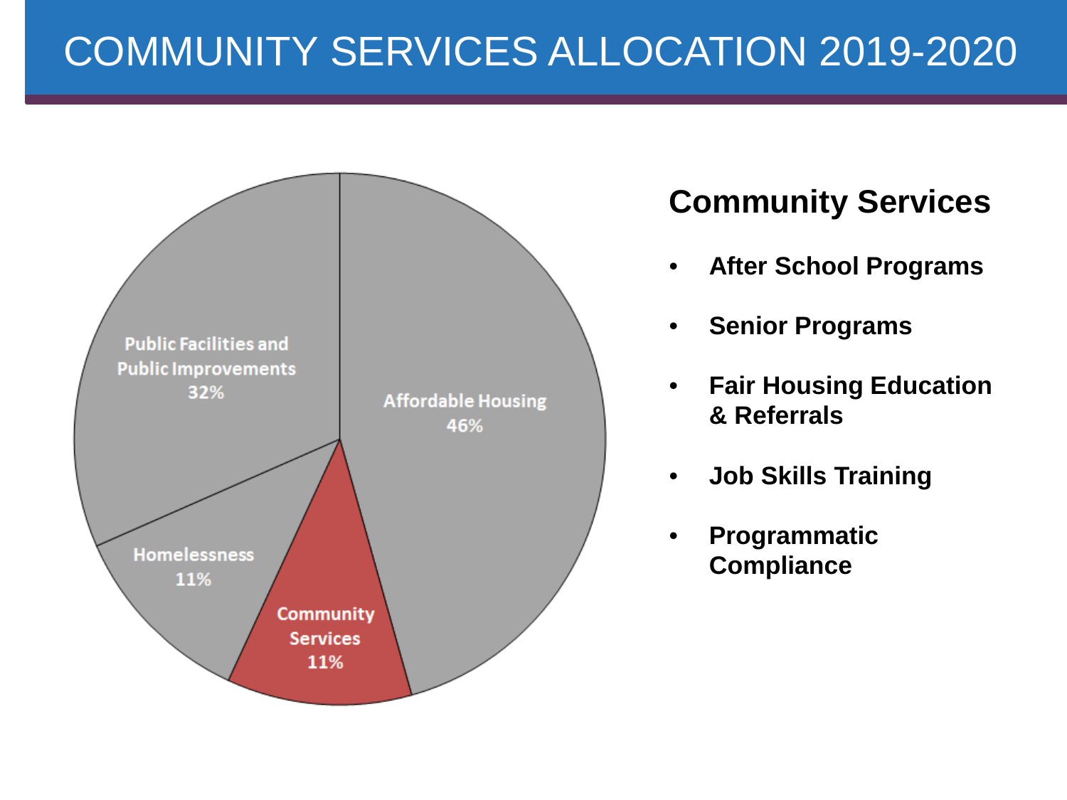# COMMUNITY SERVICES ALLOCATION 2019-2020

Public Facilities and Public Improvements 32%

Affordable Housing 46%

Homelessness 11%

Community Services 11%

## Community Services

- **After School Programs**
- **Senior Programs**
- **Fair Housing Education & Referrals**
- **Job Skills Training**
- **Programmatic Compliance**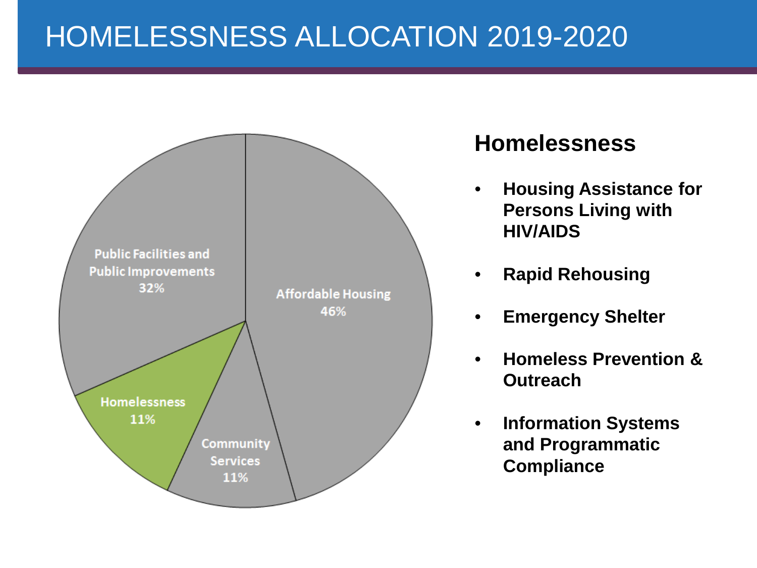# HOMELESSNESS ALLOCATION 2019-2020

Public Facilities and Public Improvements 32%

Affordable Housing 46%

Homelessness 11%

Community Services 11%

## Homelessness

- **Housing Assistance for Persons Living with HIV/AIDS**
- **Rapid Rehousing**
- **Emergency Shelter**
- **Homeless Prevention & Outreach**
- **Information Systems and Programmatic Compliance**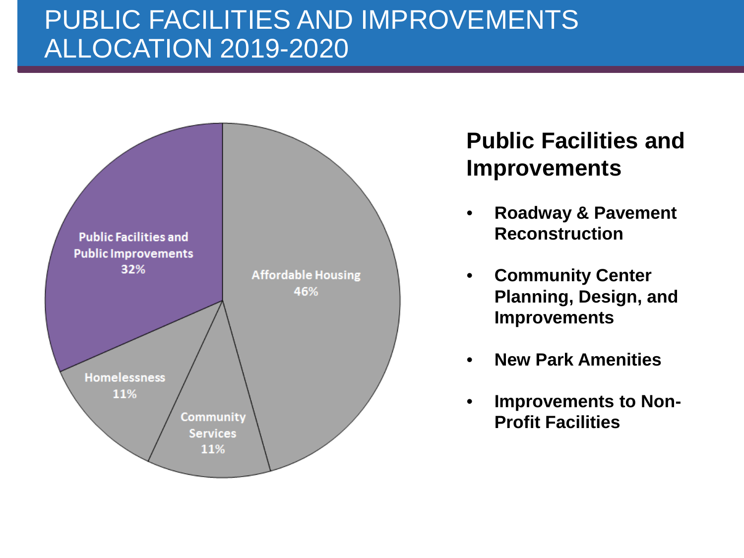# PUBLIC FACILITIES AND IMPROVEMENTS ALLOCATION 2019-2020

Public Facilities and Public Improvements 32%

Affordable Housing 46%

Homelessness 11%

Community Services 11%

## Public Facilities and Improvements

- **Roadway & Pavement Reconstruction**
- **Community Center Planning, Design, and Improvements**
- **New Park Amenities**
- **Improvements to Non-Profit Facilities**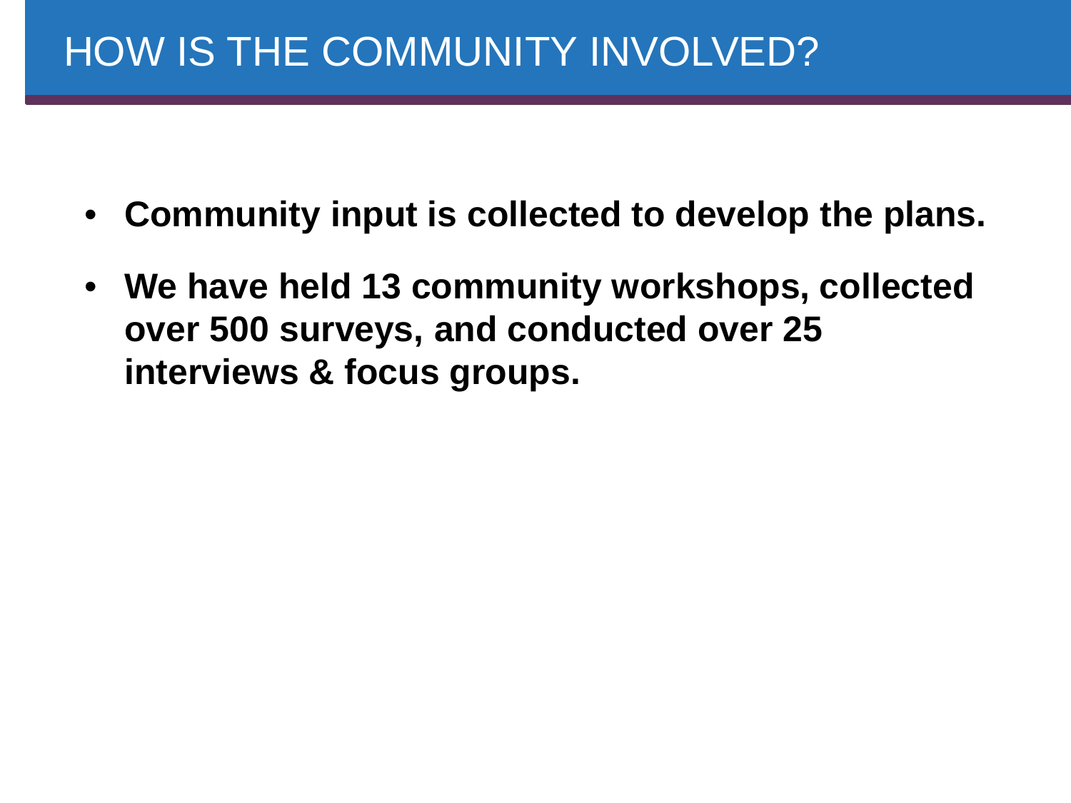# HOW IS THE COMMUNITY INVOLVED?

- **Community input is collected to develop the plans.**
- **We have held 13 community workshops, collected over 500 surveys, and conducted over 25 interviews & focus groups.**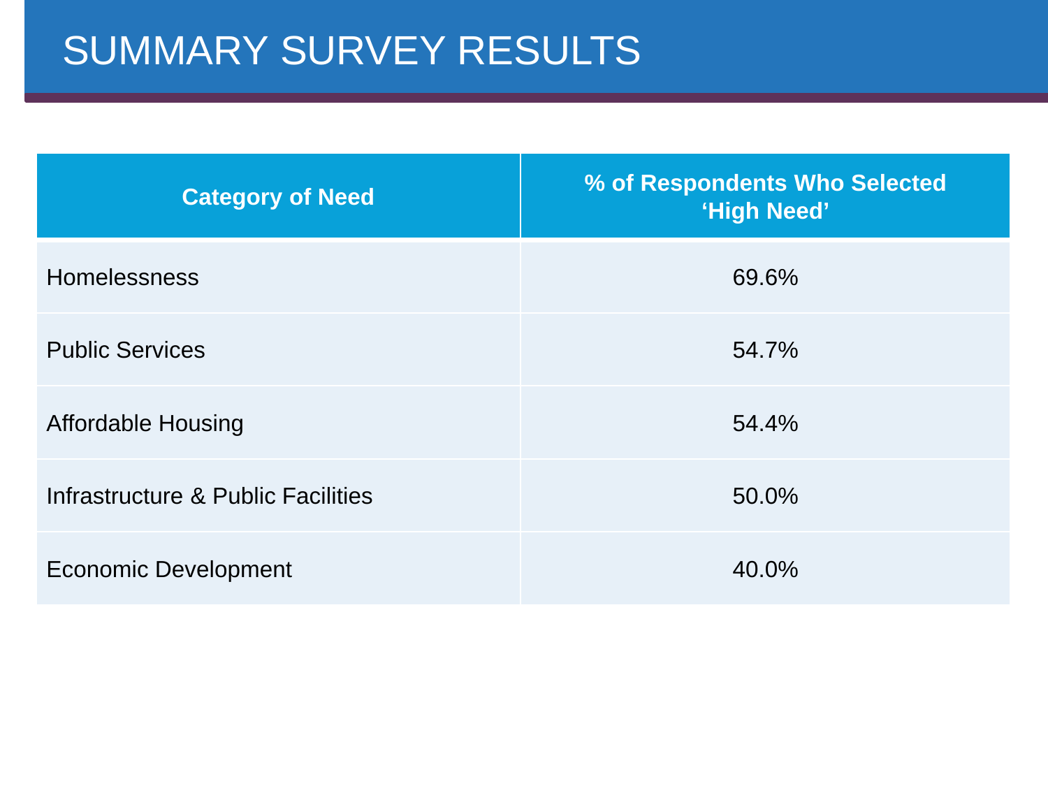# SUMMARY SURVEY RESULTS

| Category of Need | % of Respondents Who Selected 'High Need' |
|---|---|
| Homelessness | 69.6% |
| Public Services | 54.7% |
| Affordable Housing | 54.4% |
| Infrastructure & Public Facilities | 50.0% |
| Economic Development | 40.0% |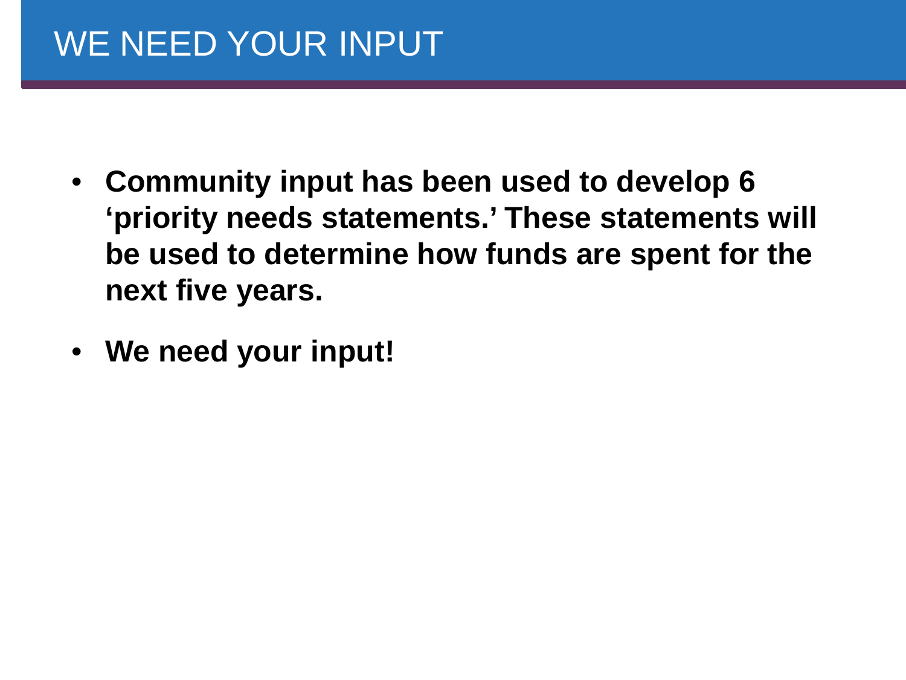# WE NEED YOUR INPUT

- **Community input has been used to develop 6 'priority needs statements.' These statements will be used to determine how funds are spent for the next five years.**
- **We need your input!**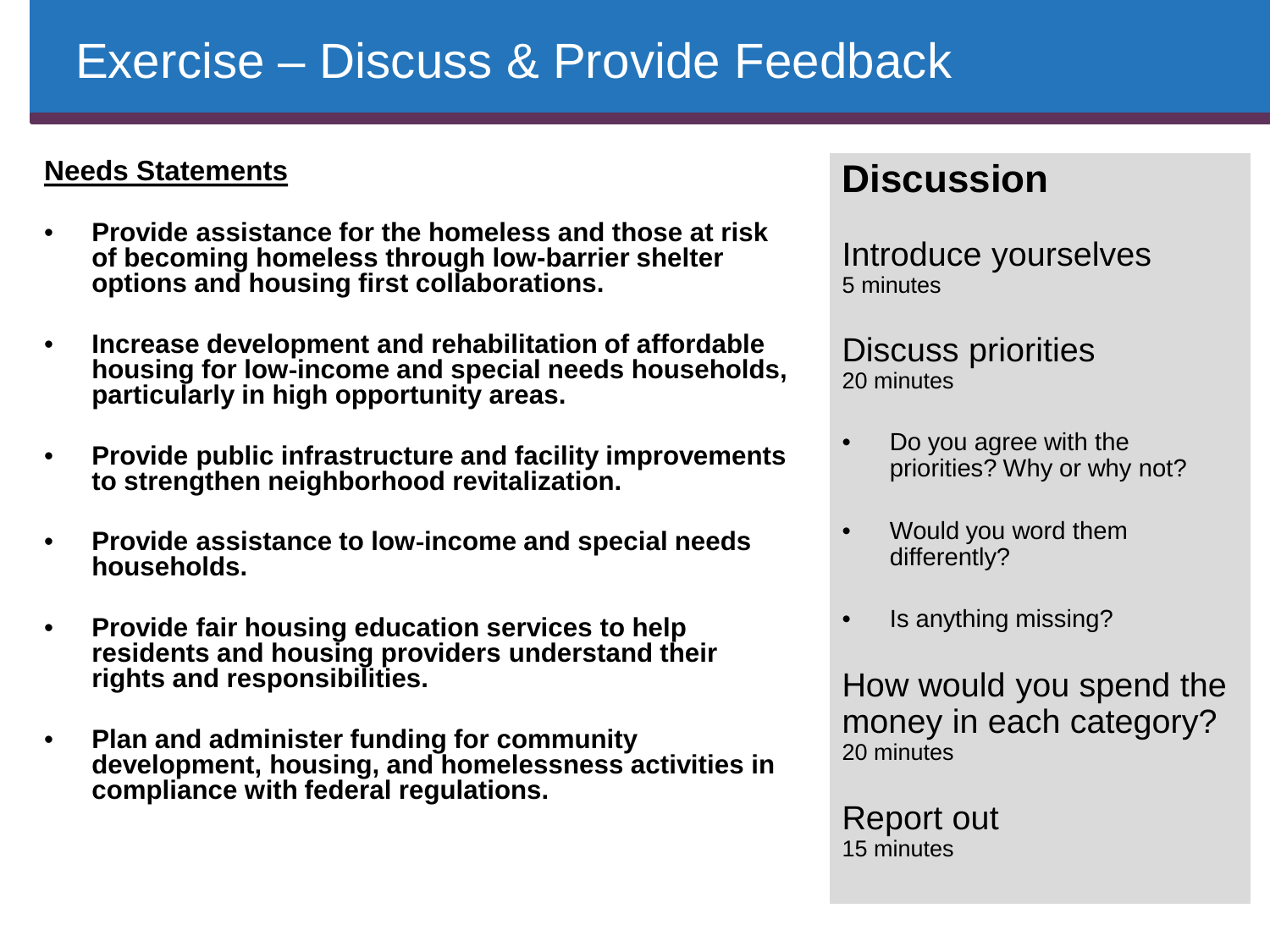# Exercise – Discuss & Provide Feedback

**Needs Statements**

- **Provide assistance for the homeless and those at risk of becoming homeless through low-barrier shelter options and housing first collaborations.**
- **Increase development and rehabilitation of affordable housing for low-income and special needs households, particularly in high opportunity areas.**
- **Provide public infrastructure and facility improvements to strengthen neighborhood revitalization.**
- **Provide assistance to low-income and special needs households.**
- **Provide fair housing education services to help residents and housing providers understand their rights and responsibilities.**
- **Plan and administer funding for community development, housing, and homelessness activities in compliance with federal regulations.**

## Discussion

Introduce yourselves
5 minutes

Discuss priorities
20 minutes

- Do you agree with the priorities? Why or why not?
- Would you word them differently?
- Is anything missing?

How would you spend the money in each category?
20 minutes

Report out
15 minutes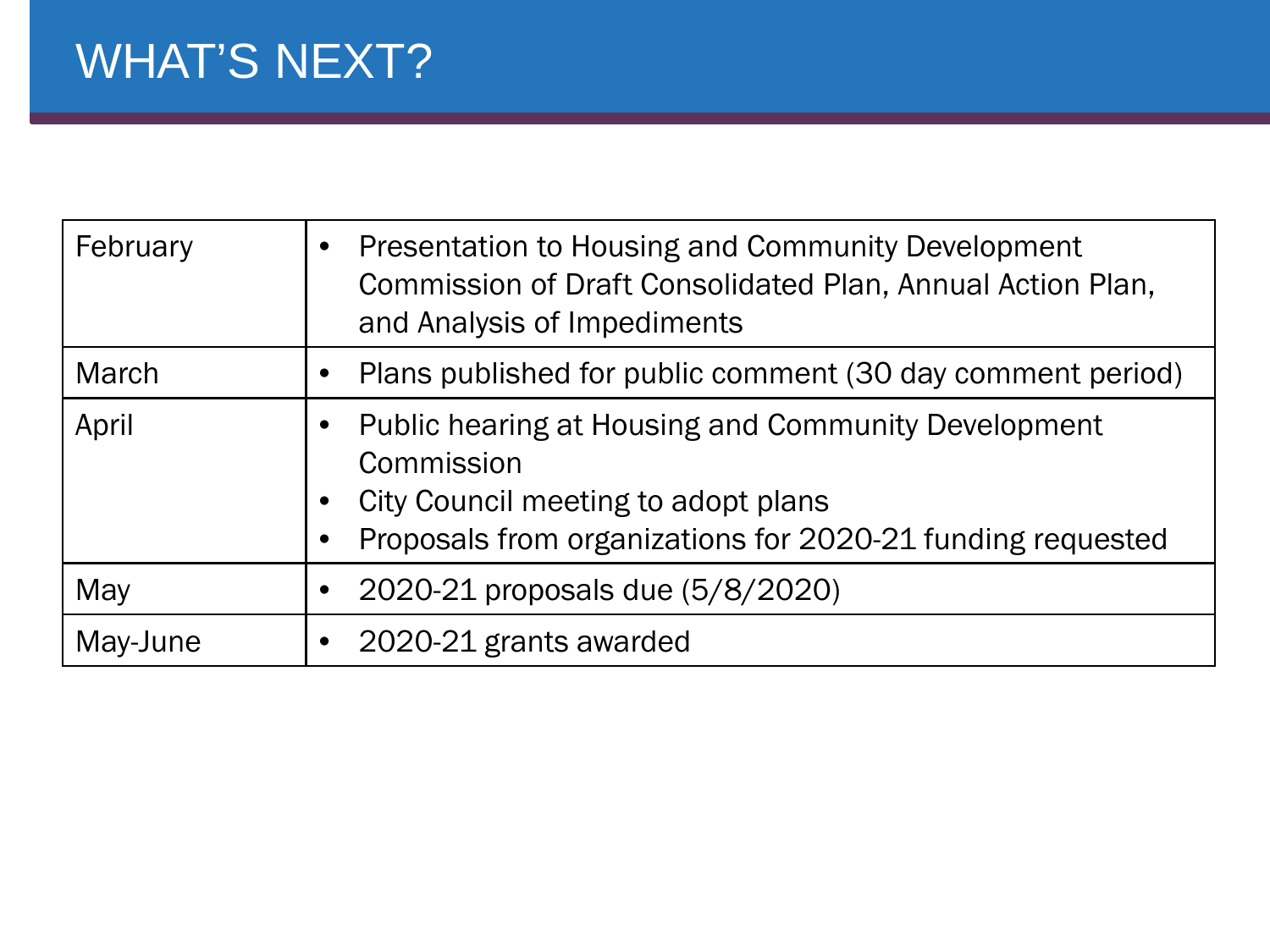# WHAT'S NEXT?

| | |
|---|---|
| February | • Presentation to Housing and Community Development Commission of Draft Consolidated Plan, Annual Action Plan, and Analysis of Impediments |
| March | • Plans published for public comment (30 day comment period) |
| April | • Public hearing at Housing and Community Development Commission<br>• City Council meeting to adopt plans<br>• Proposals from organizations for 2020-21 funding requested |
| May | • 2020-21 proposals due (5/8/2020) |
| May-June | • 2020-21 grants awarded |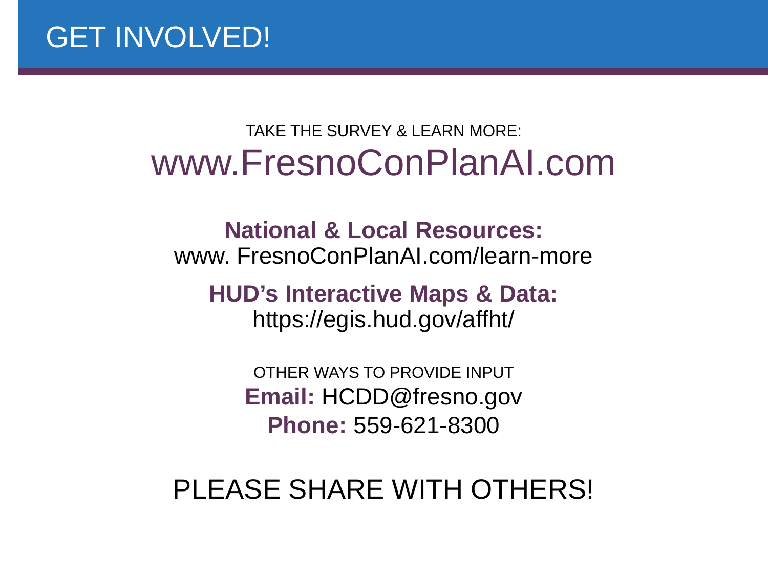# GET INVOLVED!

TAKE THE SURVEY & LEARN MORE:

## www.FresnoConPlanAI.com

**National & Local Resources:**
www. FresnoConPlanAI.com/learn-more

**HUD's Interactive Maps & Data:**
https://egis.hud.gov/affht/

OTHER WAYS TO PROVIDE INPUT

**Email:** HCDD@fresno.gov

**Phone:** 559-621-8300

PLEASE SHARE WITH OTHERS!